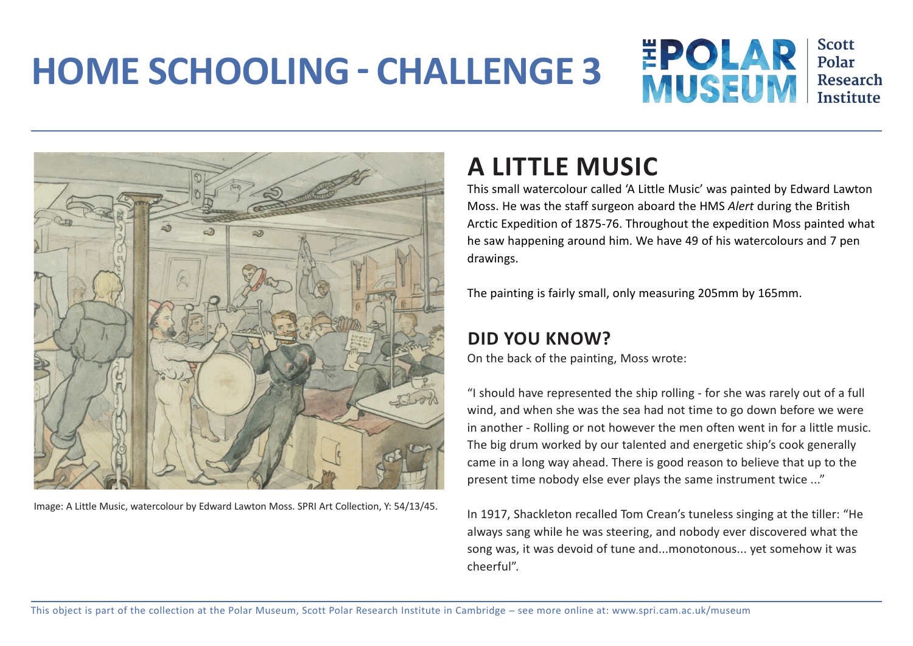# HOME SCHOOLING - CHALLENGE 3

THE POLAR MUSEUM | Scott Polar Research Institute

Image: A Little Music, watercolour by Edward Lawton Moss. SPRI Art Collection, Y: 54/13/45.

## A LITTLE MUSIC

This small watercolour called 'A Little Music' was painted by Edward Lawton Moss. He was the staff surgeon aboard the HMS *Alert* during the British Arctic Expedition of 1875-76. Throughout the expedition Moss painted what he saw happening around him. We have 49 of his watercolours and 7 pen drawings.

The painting is fairly small, only measuring 205mm by 165mm.

### DID YOU KNOW?

On the back of the painting, Moss wrote:

"I should have represented the ship rolling - for she was rarely out of a full wind, and when she was the sea had not time to go down before we were in another - Rolling or not however the men often went in for a little music. The big drum worked by our talented and energetic ship's cook generally came in a long way ahead. There is good reason to believe that up to the present time nobody else ever plays the same instrument twice ..."

In 1917, Shackleton recalled Tom Crean's tuneless singing at the tiller: "He always sang while he was steering, and nobody ever discovered what the song was, it was devoid of tune and...monotonous... yet somehow it was cheerful".

This object is part of the collection at the Polar Museum, Scott Polar Research Institute in Cambridge – see more online at: www.spri.cam.ac.uk/museum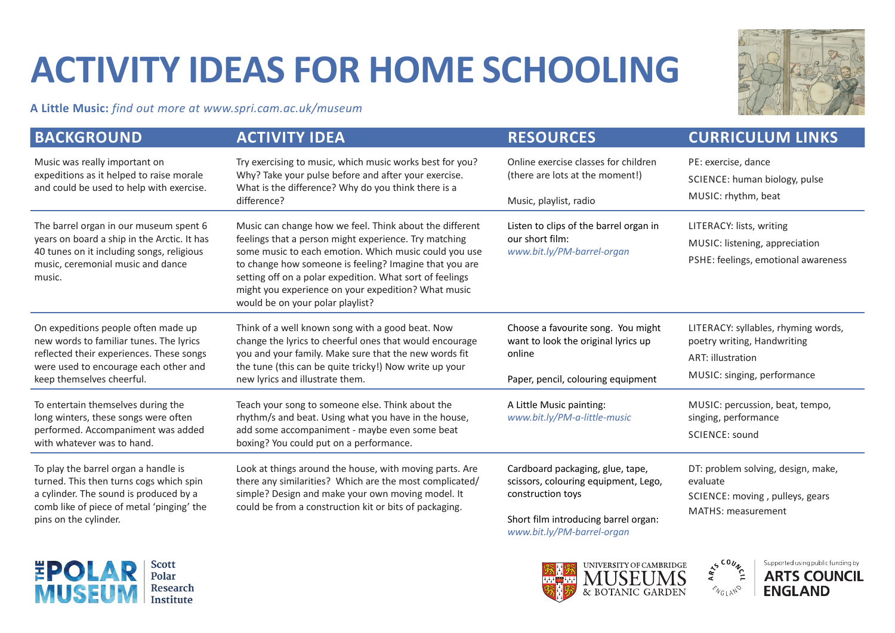# ACTIVITY IDEAS FOR HOME SCHOOLING

**A Little Music:** *find out more at www.spri.cam.ac.uk/museum*

| BACKGROUND | ACTIVITY IDEA | RESOURCES | CURRICULUM LINKS |
|---|---|---|---|
| Music was really important on expeditions as it helped to raise morale and could be used to help with exercise. | Try exercising to music, which music works best for you? Why? Take your pulse before and after your exercise. What is the difference? Why do you think there is a difference? | Online exercise classes for children (there are lots at the moment!)<br><br>Music, playlist, radio | PE: exercise, dance<br>SCIENCE: human biology, pulse<br>MUSIC: rhythm, beat |
| The barrel organ in our museum spent 6 years on board a ship in the Arctic. It has 40 tunes on it including songs, religious music, ceremonial music and dance music. | Music can change how we feel. Think about the different feelings that a person might experience. Try matching some music to each emotion. Which music could you use to change how someone is feeling? Imagine that you are setting off on a polar expedition. What sort of feelings might you experience on your expedition? What music would be on your polar playlist? | Listen to clips of the barrel organ in our short film:<br>*www.bit.ly/PM-barrel-organ* | LITERACY: lists, writing<br>MUSIC: listening, appreciation<br>PSHE: feelings, emotional awareness |
| On expeditions people often made up new words to familiar tunes. The lyrics reflected their experiences. These songs were used to encourage each other and keep themselves cheerful. | Think of a well known song with a good beat. Now change the lyrics to cheerful ones that would encourage you and your family. Make sure that the new words fit the tune (this can be quite tricky!) Now write up your new lyrics and illustrate them. | Choose a favourite song. You might want to look the original lyrics up online<br><br>Paper, pencil, colouring equipment | LITERACY: syllables, rhyming words, poetry writing, Handwriting<br>ART: illustration<br>MUSIC: singing, performance |
| To entertain themselves during the long winters, these songs were often performed. Accompaniment was added with whatever was to hand. | Teach your song to someone else. Think about the rhythm/s and beat. Using what you have in the house, add some accompaniment - maybe even some beat boxing? You could put on a performance. | A Little Music painting:<br>*www.bit.ly/PM-a-little-music* | MUSIC: percussion, beat, tempo, singing, performance<br>SCIENCE: sound |
| To play the barrel organ a handle is turned. This then turns cogs which spin a cylinder. The sound is produced by a comb like of piece of metal 'pinging' the pins on the cylinder. | Look at things around the house, with moving parts. Are there any similarities? Which are the most complicated/ simple? Design and make your own moving model. It could be from a construction kit or bits of packaging. | Cardboard packaging, glue, tape, scissors, colouring equipment, Lego, construction toys<br><br>Short film introducing barrel organ:<br>*www.bit.ly/PM-barrel-organ* | DT: problem solving, design, make, evaluate<br>SCIENCE: moving , pulleys, gears<br>MATHS: measurement |

THE POLAR MUSEUM | Scott Polar Research Institute

UNIVERSITY OF CAMBRIDGE MUSEUMS & BOTANIC GARDEN

Supported using public funding by ARTS COUNCIL ENGLAND